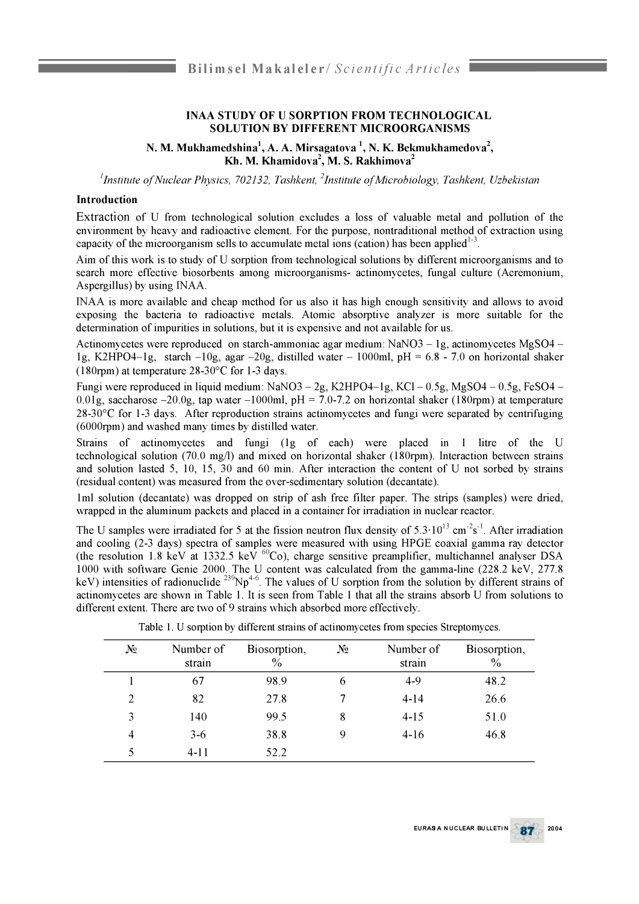# INAA STUDY OF U SORPTION FROM TECHNOLOGICAL SOLUTION BY DIFFERENT MICROORGANISMS

**N. M. Mukhamedshina[1], A. A. Mirsagatova [1], N. K. Bekmukhamedova[2], Kh. M. Khamidova[2], M. S. Rakhimova[2]**

*[1]Institute of Nuclear Physics, 702132, Tashkent, [2]Institute of Microbiology, Tashkent, Uzbekistan*

## Introduction

Extraction of U from technological solution excludes a loss of valuable metal and pollution of the environment by heavy and radioactive element. For the purpose, nontraditional method of extraction using capacity of the microorganism sells to accumulate metal ions (cation) has been applied[1-3].

Aim of this work is to study of U sorption from technological solutions by different microorganisms and to search more effective biosorbents among microorganisms- actinomycetes, fungal culture (Acremonium, Aspergillus) by using INAA.

INAA is more available and cheap method for us also it has high enough sensitivity and allows to avoid exposing the bacteria to radioactive metals. Atomic absorptive analyzer is more suitable for the determination of impurities in solutions, but it is expensive and not available for us.

Actinomycetes were reproduced on starch-ammoniac agar medium: $NaNO_3$ – 1g, actinomycetes $MgSO_4$ – 1g, $K_2HPO_4$–1g, starch –10g, agar –20g, distilled water – 1000ml, pH = 6.8 - 7.0 on horizontal shaker (180rpm) at temperature 28-30°C for 1-3 days.

Fungi were reproduced in liquid medium: $NaNO_3$ – 2g, $K_2HPO_4$–1g, KCl – 0.5g, $MgSO_4$ – 0.5g, $FeSO_4$ – 0.01g, saccharose –20.0g, tap water –1000ml, pH = 7.0-7.2 on horizontal shaker (180rpm) at temperature 28-30°C for 1-3 days. After reproduction strains actinomycetes and fungi were separated by centrifuging (6000rpm) and washed many times by distilled water.

Strains of actinomycetes and fungi (1g of each) were placed in 1 litre of the U technological solution (70.0 mg/l) and mixed on horizontal shaker (180rpm). Interaction between strains and solution lasted 5, 10, 15, 30 and 60 min. After interaction the content of U not sorbed by strains (residual content) was measured from the over-sedimentary solution (decantate).

1ml solution (decantate) was dropped on strip of ash free filter paper. The strips (samples) were dried, wrapped in the aluminum packets and placed in a container for irradiation in nuclear reactor.

The U samples were irradiated for 5 at the fission neutron flux density of $5.3 \cdot 10^{13}$ $cm^{-2}s^{-1}$. After irradiation and cooling (2-3 days) spectra of samples were measured with using HPGE coaxial gamma ray detector (the resolution 1.8 keV at 1332.5 keV $^{60}Co$), charge sensitive preamplifier, multichannel analyser DSA 1000 with software Genie 2000. The U content was calculated from the gamma-line (228.2 keV, 277.8 keV) intensities of radionuclide $^{239}Np$[4-6]. The values of U sorption from the solution by different strains of actinomycetes are shown in Table 1. It is seen from Table 1 that all the strains absorb U from solutions to different extent. There are two of 9 strains which absorbed more effectively.

Table 1. U sorption by different strains of actinomycetes from species Streptomyces.

| № | Number of strain | Biosorption, % | № | Number of strain | Biosorption, % |
|---|---|---|---|---|---|
| 1 | 67 | 98.9 | 6 | 4-9 | 48.2 |
| 2 | 82 | 27.8 | 7 | 4-14 | 26.6 |
| 3 | 140 | 99.5 | 8 | 4-15 | 51.0 |
| 4 | 3-6 | 38.8 | 9 | 4-16 | 46.8 |
| 5 | 4-11 | 52.2 | | | |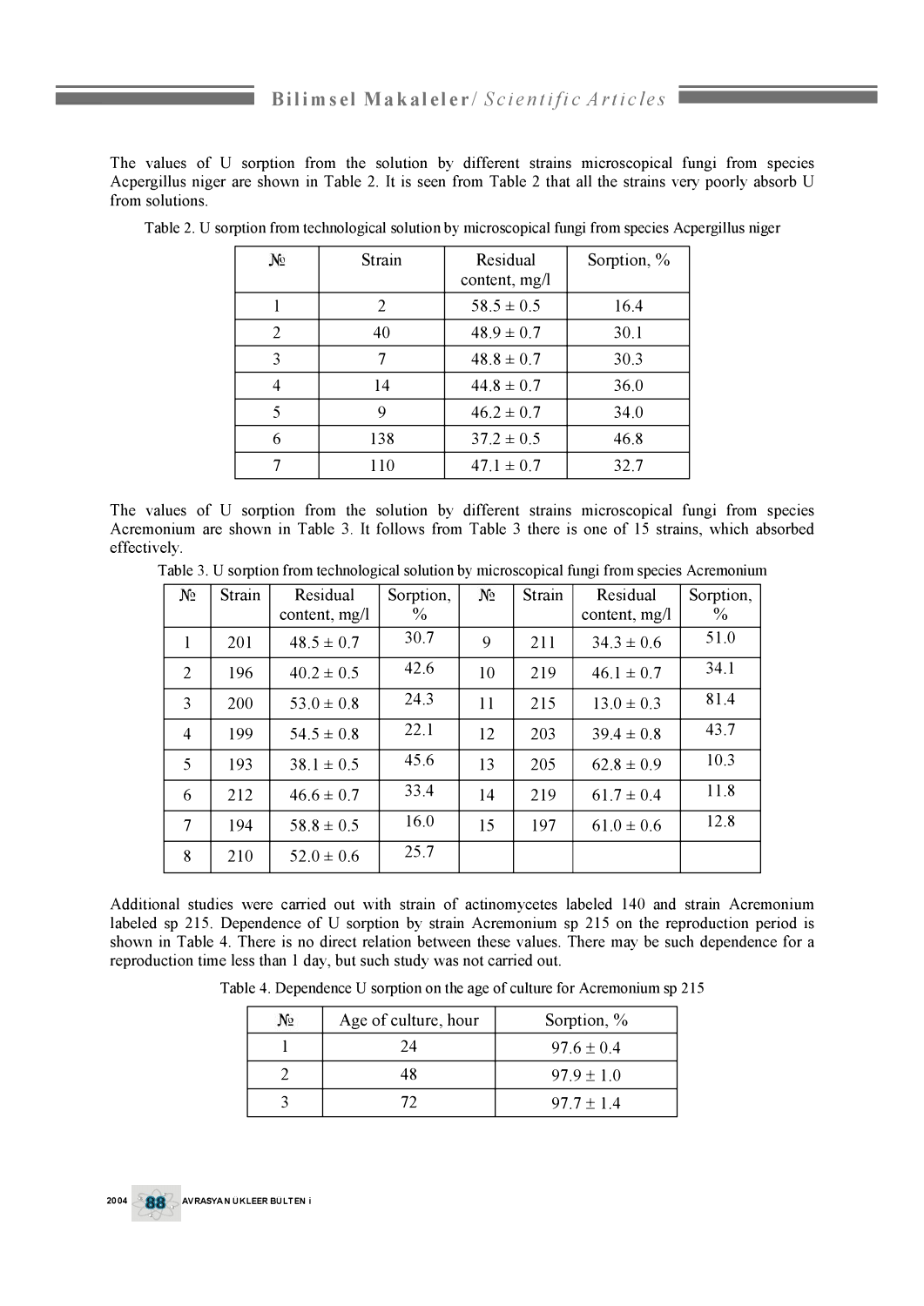The values of U sorption from the solution by different strains microscopical fungi from species Acpergillus niger are shown in Table 2. It is seen from Table 2 that all the strains very poorly absorb U from solutions.

Table 2. U sorption from technological solution by microscopical fungi from species Acpergillus niger

| № | Strain | Residual content, mg/l | Sorption, % |
|---|---|---|---|
| 1 | 2 | 58.5 ± 0.5 | 16.4 |
| 2 | 40 | 48.9 ± 0.7 | 30.1 |
| 3 | 7 | 48.8 ± 0.7 | 30.3 |
| 4 | 14 | 44.8 ± 0.7 | 36.0 |
| 5 | 9 | 46.2 ± 0.7 | 34.0 |
| 6 | 138 | 37.2 ± 0.5 | 46.8 |
| 7 | 110 | 47.1 ± 0.7 | 32.7 |

The values of U sorption from the solution by different strains microscopical fungi from species Acremonium are shown in Table 3. It follows from Table 3 there is one of 15 strains, which absorbed effectively.

Table 3. U sorption from technological solution by microscopical fungi from species Acremonium

| № | Strain | Residual content, mg/l | Sorption, % | № | Strain | Residual content, mg/l | Sorption, % |
|---|---|---|---|---|---|---|---|
| 1 | 201 | 48.5 ± 0.7 | 30.7 | 9 | 211 | 34.3 ± 0.6 | 51.0 |
| 2 | 196 | 40.2 ± 0.5 | 42.6 | 10 | 219 | 46.1 ± 0.7 | 34.1 |
| 3 | 200 | 53.0 ± 0.8 | 24.3 | 11 | 215 | 13.0 ± 0.3 | 81.4 |
| 4 | 199 | 54.5 ± 0.8 | 22.1 | 12 | 203 | 39.4 ± 0.8 | 43.7 |
| 5 | 193 | 38.1 ± 0.5 | 45.6 | 13 | 205 | 62.8 ± 0.9 | 10.3 |
| 6 | 212 | 46.6 ± 0.7 | 33.4 | 14 | 219 | 61.7 ± 0.4 | 11.8 |
| 7 | 194 | 58.8 ± 0.5 | 16.0 | 15 | 197 | 61.0 ± 0.6 | 12.8 |
| 8 | 210 | 52.0 ± 0.6 | 25.7 | | | | |

Additional studies were carried out with strain of actinomycetes labeled 140 and strain Acremonium labeled sp 215. Dependence of U sorption by strain Acremonium sp 215 on the reproduction period is shown in Table 4. There is no direct relation between these values. There may be such dependence for a reproduction time less than 1 day, but such study was not carried out.

Table 4. Dependence U sorption on the age of culture for Acremonium sp 215

| № | Age of culture, hour | Sorption, % |
|---|---|---|
| 1 | 24 | 97.6 ± 0.4 |
| 2 | 48 | 97.9 ± 1.0 |
| 3 | 72 | 97.7 ± 1.4 |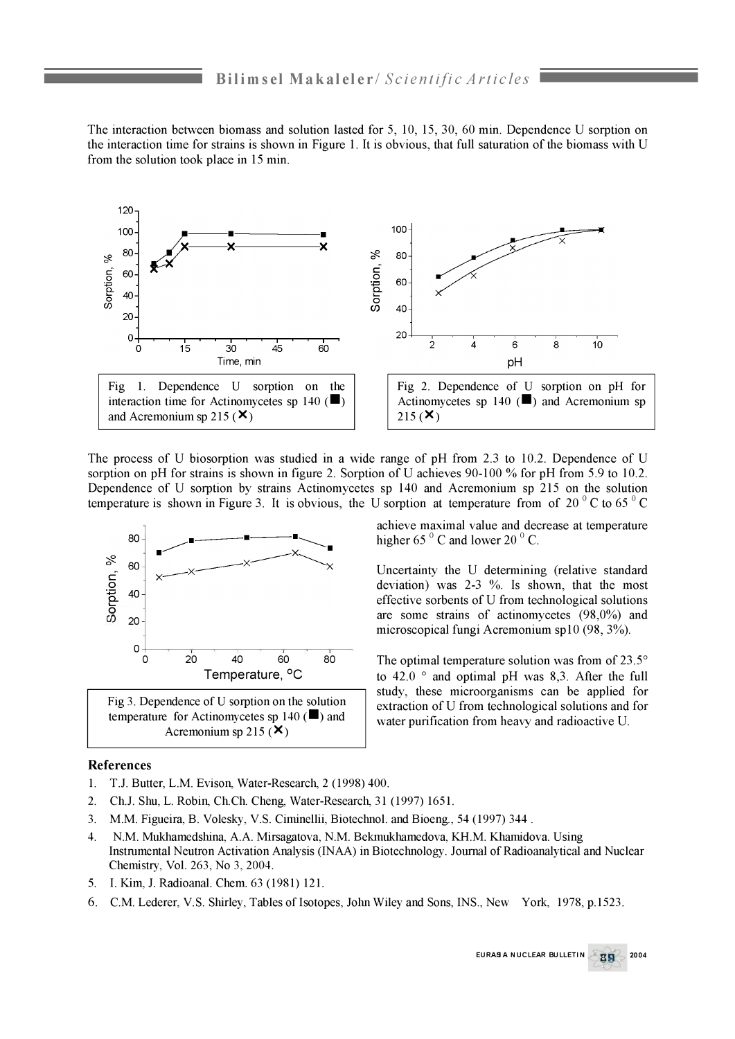The interaction between biomass and solution lasted for 5, 10, 15, 30, 60 min. Dependence U sorption on the interaction time for strains is shown in Figure 1. It is obvious, that full saturation of the biomass with U from the solution took place in 15 min.

Sorption, %
120
100
80
60
40
20
0
0 15 30 45 60
Time, min

Fig 1. Dependence U sorption on the interaction time for Actinomycetes sp 140 (■) and Acremonium sp 215 (✕)

Sorption, %
100
80
60
40
20
2 4 6 8 10
pH

Fig 2. Dependence of U sorption on pH for Actinomycetes sp 140 (■) and Acremonium sp 215 (✕)

The process of U biosorption was studied in a wide range of pH from 2.3 to 10.2. Dependence of U sorption on pH for strains is shown in figure 2. Sorption of U achieves 90-100 % for pH from 5.9 to 10.2. Dependence of U sorption by strains Actinomycetes sp 140 and Acremonium sp 215 on the solution temperature is shown in Figure 3. It is obvious, the U sorption at temperature from of 20 $^{0}$C to 65 $^{0}$C achieve maximal value and decrease at temperature higher 65 $^{0}$C and lower 20 $^{0}$C.

Sorption, %
80
60
40
20
0
0 20 40 60 80
Temperature, °C

Fig 3. Dependence of U sorption on the solution temperature for Actinomycetes sp 140 (■) and Acremonium sp 215 (✕)

Uncertainty the U determining (relative standard deviation) was 2-3 %. Is shown, that the most effective sorbents of U from technological solutions are some strains of actinomycetes (98,0%) and microscopical fungi Acremonium sp10 (98, 3%).

The optimal temperature solution was from of 23.5° to 42.0 ° and optimal pH was 8,3. After the full study, these microorganisms can be applied for extraction of U from technological solutions and for water purification from heavy and radioactive U.

## References

1. T.J. Butter, L.M. Evison, Water-Research, 2 (1998) 400.
2. Ch.J. Shu, L. Robin, Ch.Ch. Cheng, Water-Research, 31 (1997) 1651.
3. M.M. Figueira, B. Volesky, V.S. Ciminellii, Biotechnol. and Bioeng., 54 (1997) 344 .
4. N.M. Mukhamedshina, A.A. Mirsagatova, N.M. Bekmukhamedova, KH.M. Khamidova. Using Instrumental Neutron Activation Analysis (INAA) in Biotechnology. Journal of Radioanalytical and Nuclear Chemistry, Vol. 263, No 3, 2004.
5. I. Kim, J. Radioanal. Chem. 63 (1981) 121.
6. C.M. Lederer, V.S. Shirley, Tables of Isotopes, John Wiley and Sons, INS., New York, 1978, p.1523.